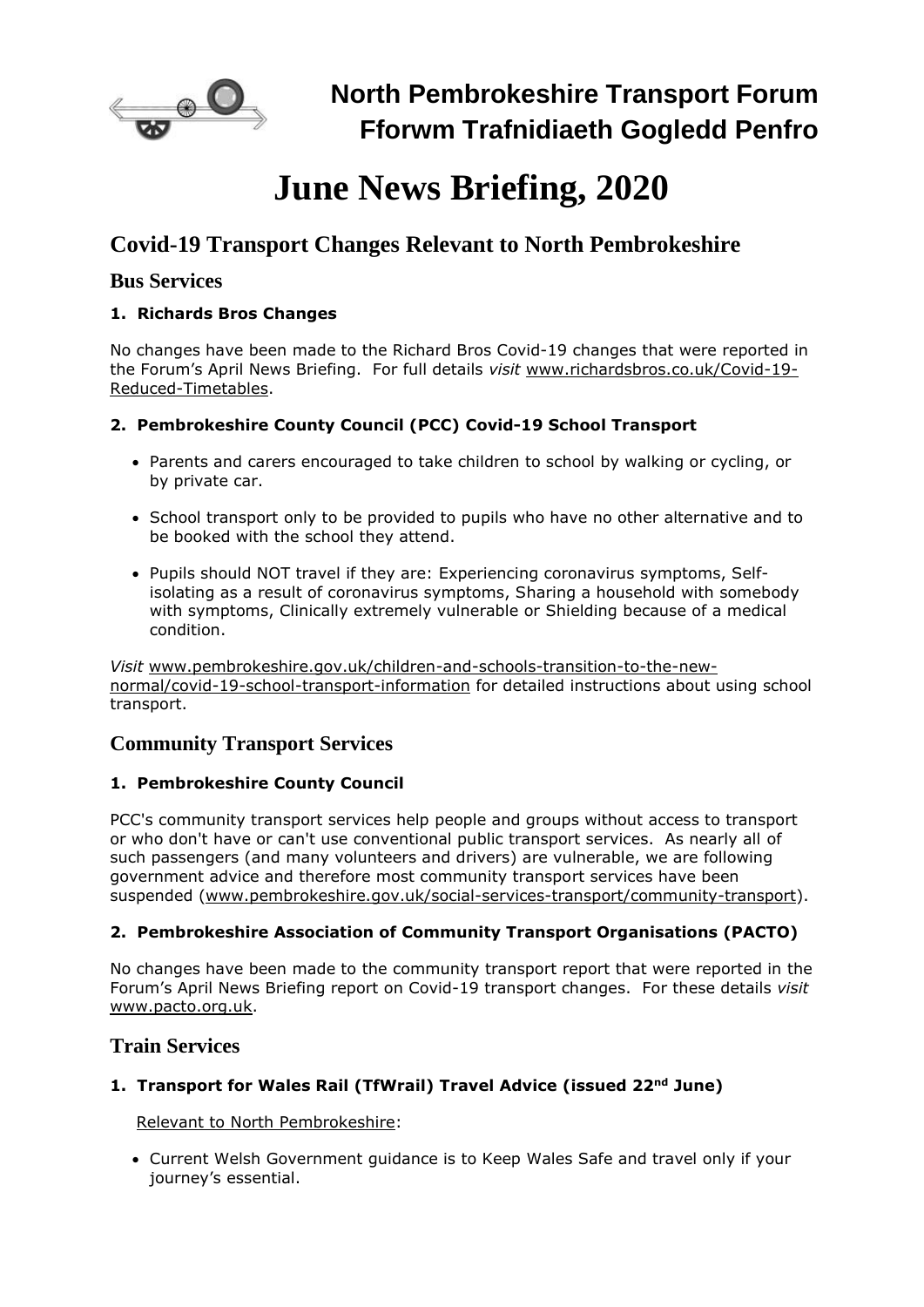# North Pembrokeshire Transport Forum
# Fforwm Trafnidiaeth Gogledd Penfro

# June News Briefing, 2020

## Covid-19 Transport Changes Relevant to North Pembrokeshire

### Bus Services

#### 1. Richards Bros Changes

No changes have been made to the Richard Bros Covid-19 changes that were reported in the Forum's April News Briefing. For full details *visit* www.richardsbros.co.uk/Covid-19-Reduced-Timetables.

#### 2. Pembrokeshire County Council (PCC) Covid-19 School Transport

- Parents and carers encouraged to take children to school by walking or cycling, or by private car.
- School transport only to be provided to pupils who have no other alternative and to be booked with the school they attend.
- Pupils should NOT travel if they are: Experiencing coronavirus symptoms, Self-isolating as a result of coronavirus symptoms, Sharing a household with somebody with symptoms, Clinically extremely vulnerable or Shielding because of a medical condition.

*Visit* www.pembrokeshire.gov.uk/children-and-schools-transition-to-the-new-normal/covid-19-school-transport-information for detailed instructions about using school transport.

### Community Transport Services

#### 1. Pembrokeshire County Council

PCC's community transport services help people and groups without access to transport or who don't have or can't use conventional public transport services. As nearly all of such passengers (and many volunteers and drivers) are vulnerable, we are following government advice and therefore most community transport services have been suspended (www.pembrokeshire.gov.uk/social-services-transport/community-transport).

#### 2. Pembrokeshire Association of Community Transport Organisations (PACTO)

No changes have been made to the community transport report that were reported in the Forum's April News Briefing report on Covid-19 transport changes. For these details *visit* www.pacto.org.uk.

### Train Services

#### 1. Transport for Wales Rail (TfWrail) Travel Advice (issued 22nd June)

Relevant to North Pembrokeshire:

- Current Welsh Government guidance is to Keep Wales Safe and travel only if your journey's essential.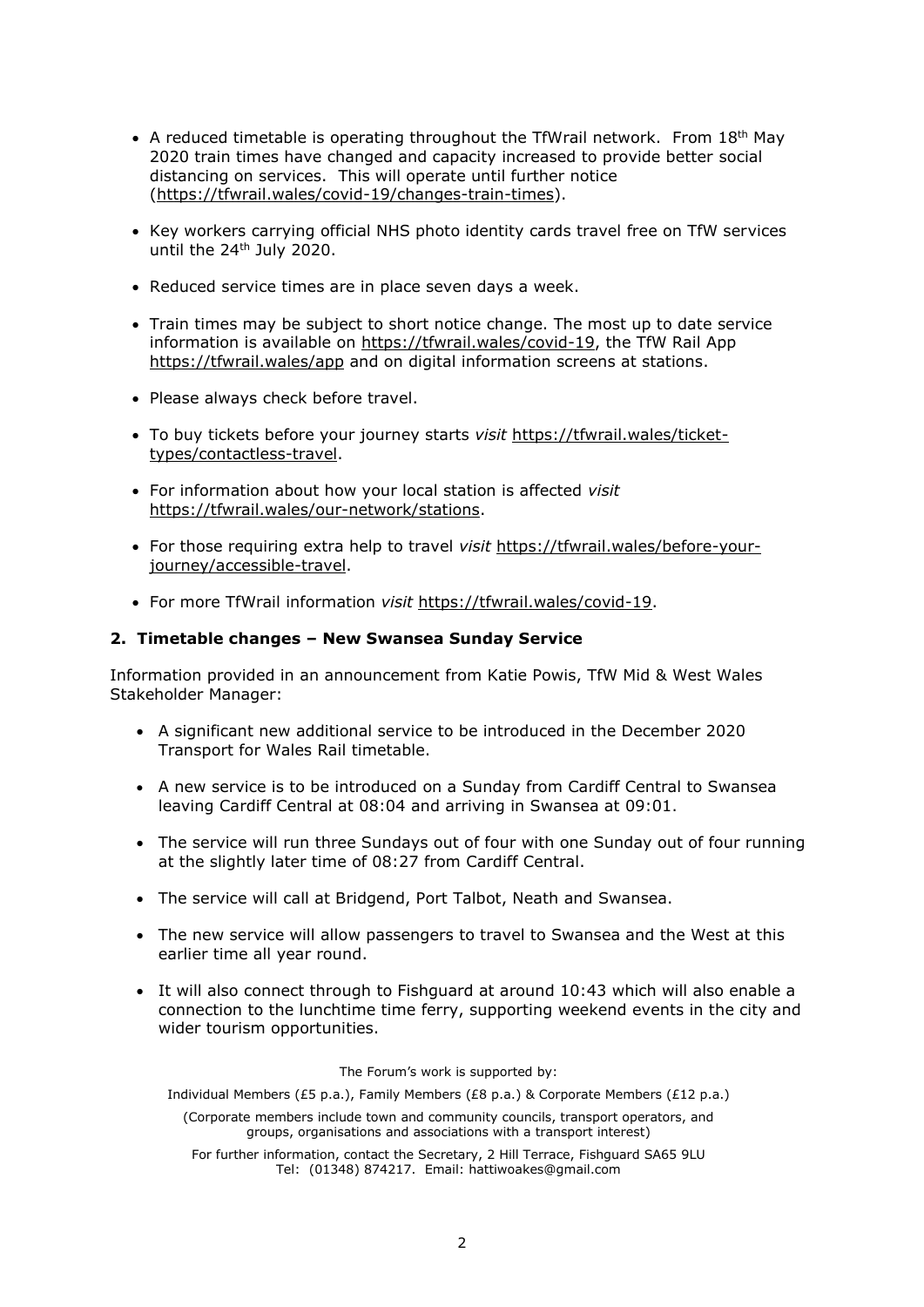- A reduced timetable is operating throughout the TfWrail network. From 18th May 2020 train times have changed and capacity increased to provide better social distancing on services. This will operate until further notice (https://tfwrail.wales/covid-19/changes-train-times).
- Key workers carrying official NHS photo identity cards travel free on TfW services until the 24th July 2020.
- Reduced service times are in place seven days a week.
- Train times may be subject to short notice change. The most up to date service information is available on https://tfwrail.wales/covid-19, the TfW Rail App https://tfwrail.wales/app and on digital information screens at stations.
- Please always check before travel.
- To buy tickets before your journey starts *visit* https://tfwrail.wales/ticket-types/contactless-travel.
- For information about how your local station is affected *visit* https://tfwrail.wales/our-network/stations.
- For those requiring extra help to travel *visit* https://tfwrail.wales/before-your-journey/accessible-travel.
- For more TfWrail information *visit* https://tfwrail.wales/covid-19.

## 2. Timetable changes – New Swansea Sunday Service

Information provided in an announcement from Katie Powis, TfW Mid & West Wales Stakeholder Manager:

- A significant new additional service to be introduced in the December 2020 Transport for Wales Rail timetable.
- A new service is to be introduced on a Sunday from Cardiff Central to Swansea leaving Cardiff Central at 08:04 and arriving in Swansea at 09:01.
- The service will run three Sundays out of four with one Sunday out of four running at the slightly later time of 08:27 from Cardiff Central.
- The service will call at Bridgend, Port Talbot, Neath and Swansea.
- The new service will allow passengers to travel to Swansea and the West at this earlier time all year round.
- It will also connect through to Fishguard at around 10:43 which will also enable a connection to the lunchtime time ferry, supporting weekend events in the city and wider tourism opportunities.

The Forum's work is supported by:

Individual Members (£5 p.a.), Family Members (£8 p.a.) & Corporate Members (£12 p.a.)

(Corporate members include town and community councils, transport operators, and groups, organisations and associations with a transport interest)

For further information, contact the Secretary, 2 Hill Terrace, Fishguard SA65 9LU
Tel: (01348) 874217. Email: hattiwoakes@gmail.com